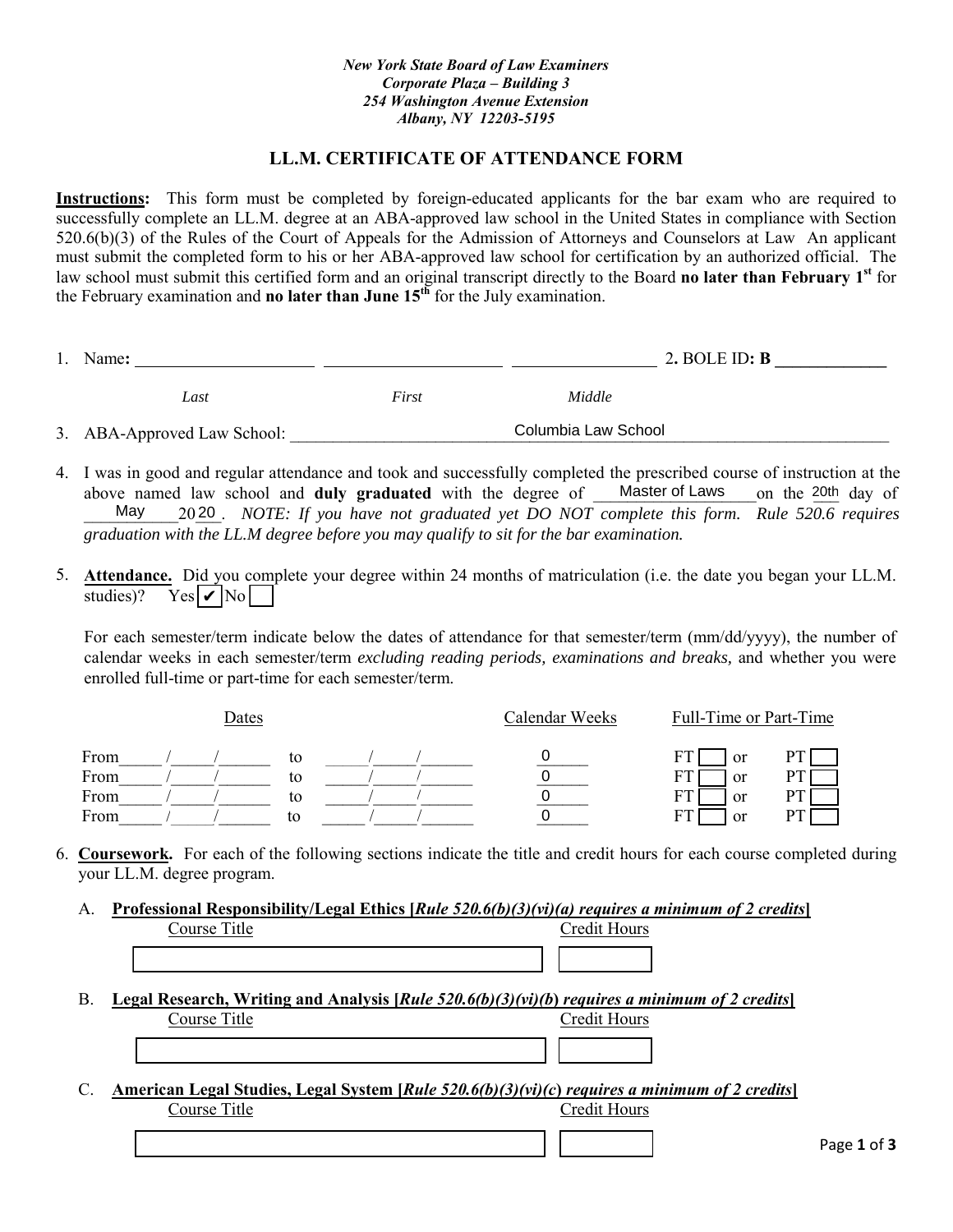*New York State Board of Law Examiners*
*Corporate Plaza – Building 3*
*254 Washington Avenue Extension*
*Albany, NY 12203-5195*

## LL.M. CERTIFICATE OF ATTENDANCE FORM

**Instructions:** This form must be completed by foreign-educated applicants for the bar exam who are required to successfully complete an LL.M. degree at an ABA-approved law school in the United States in compliance with Section 520.6(b)(3) of the Rules of the Court of Appeals for the Admission of Attorneys and Counselors at Law An applicant must submit the completed form to his or her ABA-approved law school for certification by an authorized official. The law school must submit this certified form and an original transcript directly to the Board **no later than February 1st** for the February examination and **no later than June 15th** for the July examination.

1. Name**:** _____________________ _____________________ _________________ 2**.** BOLE ID**: B** _____________

   *Last* *First* *Middle*

3. ABA-Approved Law School: Columbia Law School

4. I was in good and regular attendance and took and successfully completed the prescribed course of instruction at the above named law school and **duly graduated** with the degree of Master of Laws on the 20th day of May 2020. *NOTE: If you have not graduated yet DO NOT complete this form. Rule 520.6 requires graduation with the LL.M degree before you may qualify to sit for the bar examination.*

5. **Attendance.** Did you complete your degree within 24 months of matriculation (i.e. the date you began your LL.M. studies)? Yes ☑ No ☐

   For each semester/term indicate below the dates of attendance for that semester/term (mm/dd/yyyy), the number of calendar weeks in each semester/term *excluding reading periods, examinations and breaks,* and whether you were enrolled full-time or part-time for each semester/term.

| Dates | | Calendar Weeks | Full-Time or Part-Time |
|---|---|---|---|
| From \_\_\_\_\_/\_\_\_\_\_/\_\_\_\_\_\_ | to \_\_\_\_\_/\_\_\_\_\_/\_\_\_\_\_\_ | 0 | FT ☐ or PT ☐ |
| From \_\_\_\_\_/\_\_\_\_\_/\_\_\_\_\_\_ | to \_\_\_\_\_/\_\_\_\_\_/\_\_\_\_\_\_ | 0 | FT ☐ or PT ☐ |
| From \_\_\_\_\_/\_\_\_\_\_/\_\_\_\_\_\_ | to \_\_\_\_\_/\_\_\_\_\_/\_\_\_\_\_\_ | 0 | FT ☐ or PT ☐ |
| From \_\_\_\_\_/\_\_\_\_\_/\_\_\_\_\_\_ | to \_\_\_\_\_/\_\_\_\_\_/\_\_\_\_\_\_ | 0 | FT ☐ or PT ☐ |

6. **Coursework.** For each of the following sections indicate the title and credit hours for each course completed during your LL.M. degree program.

   A. **Professional Responsibility/Legal Ethics [*Rule 520.6(b)(3)(vi)(a) requires a minimum of 2 credits*]**

| Course Title | Credit Hours |
|---|---|
| | |

   B. **Legal Research, Writing and Analysis [*Rule 520.6(b)(3)(vi)(b) requires a minimum of 2 credits*]**

| Course Title | Credit Hours |
|---|---|
| | |

   C. **American Legal Studies, Legal System [*Rule 520.6(b)(3)(vi)(c) requires a minimum of 2 credits*]**

| Course Title | Credit Hours |
|---|---|
| | |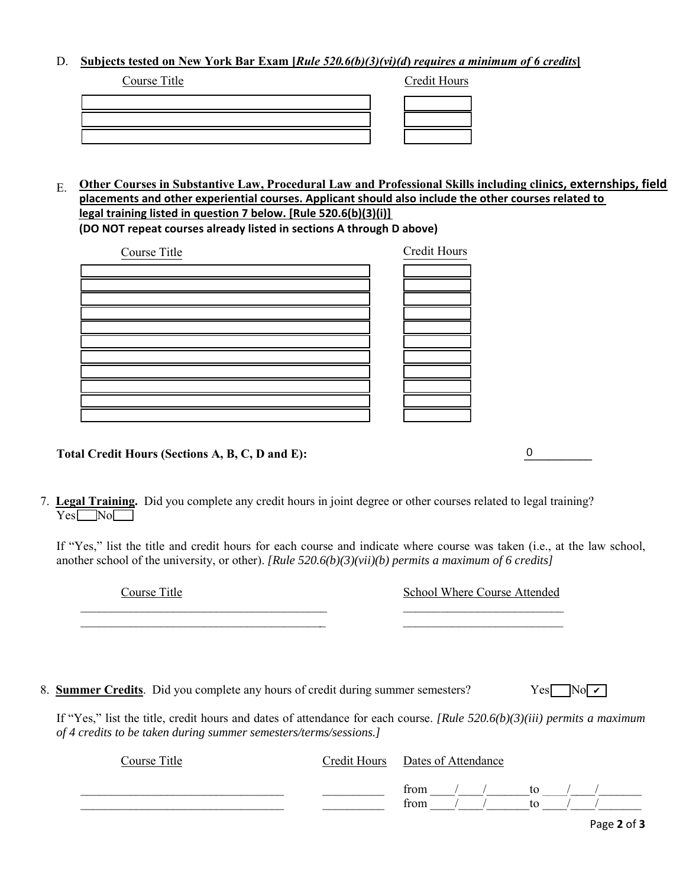D. **Subjects tested on New York Bar Exam [*Rule 520.6(b)(3)(vi)(d) requires a minimum of 6 credits*]**

| Course Title | Credit Hours |
|---|---|
| | |
| | |
| | |

E. **Other Courses in Substantive Law, Procedural Law and Professional Skills including clinics, externships, field placements and other experiential courses. Applicant should also include the other courses related to legal training listed in question 7 below. [Rule 520.6(b)(3)(i)]**
**(DO NOT repeat courses already listed in sections A through D above)**

| Course Title | Credit Hours |
|---|---|
| | |
| | |
| | |
| | |
| | |
| | |
| | |
| | |
| | |
| | |
| | |

**Total Credit Hours (Sections A, B, C, D and E):** 0

7. **Legal Training.** Did you complete any credit hours in joint degree or other courses related to legal training? Yes ☐ No ☐

If "Yes," list the title and credit hours for each course and indicate where course was taken (i.e., at the law school, another school of the university, or other). *[Rule 520.6(b)(3)(vii)(b) permits a maximum of 6 credits]*

| Course Title | School Where Course Attended |
|---|---|
| | |
| | |

8. **Summer Credits**. Did you complete any hours of credit during summer semesters? Yes ☐ No ☑

If "Yes," list the title, credit hours and dates of attendance for each course. *[Rule 520.6(b)(3)(iii) permits a maximum of 4 credits to be taken during summer semesters/terms/sessions.]*

| Course Title | Credit Hours | Dates of Attendance |
|---|---|---|
| | | from \_\_\_/\_\_\_/\_\_\_\_\_ to \_\_\_/\_\_\_/\_\_\_\_\_ |
| | | from \_\_\_/\_\_\_/\_\_\_\_\_ to \_\_\_/\_\_\_/\_\_\_\_\_ |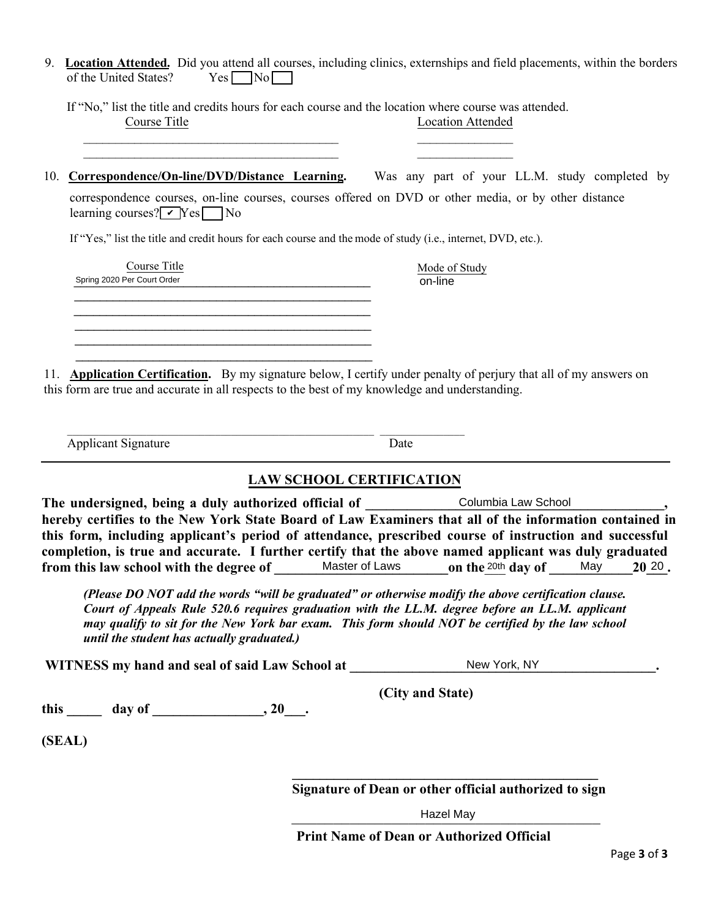9. **Location Attended.** Did you attend all courses, including clinics, externships and field placements, within the borders of the United States? Yes ☐ No ☐

   If "No," list the title and credits hours for each course and the location where course was attended.

   | Course Title | Location Attended |
   |---|---|
   | | |
   | | |

10. **Correspondence/On-line/DVD/Distance Learning.** Was any part of your LL.M. study completed by correspondence courses, on-line courses, courses offered on DVD or other media, or by other distance learning courses? ☑ Yes ☐ No

    If "Yes," list the title and credit hours for each course and the mode of study (i.e., internet, DVD, etc.).

    | Course Title | Mode of Study |
    |---|---|
    | Spring 2020 Per Court Order | on-line |
    | | |
    | | |
    | | |
    | | |
    | | |

11. **Application Certification.** By my signature below, I certify under penalty of perjury that all of my answers on this form are true and accurate in all respects to the best of my knowledge and understanding.

______________________________ ______________

Applicant Signature Date

## LAW SCHOOL CERTIFICATION

**The undersigned, being a duly authorized official of** Columbia Law School**, hereby certifies to the New York State Board of Law Examiners that all of the information contained in this form, including applicant's period of attendance, prescribed course of instruction and successful completion, is true and accurate. I further certify that the above named applicant was duly graduated from this law school with the degree of** Master of Laws **on the** 20th **day of** May **20**20**.**

*(Please DO NOT add the words "will be graduated" or otherwise modify the above certification clause. Court of Appeals Rule 520.6 requires graduation with the LL.M. degree before an LL.M. applicant may qualify to sit for the New York bar exam. This form should NOT be certified by the law school until the student has actually graduated.)*

**WITNESS my hand and seal of said Law School at** New York, NY**.**

**(City and State)**

**this _____ day of ________________, 20___.**

**(SEAL)**

______________________________

**Signature of Dean or other official authorized to sign**

Hazel May

**Print Name of Dean or Authorized Official**